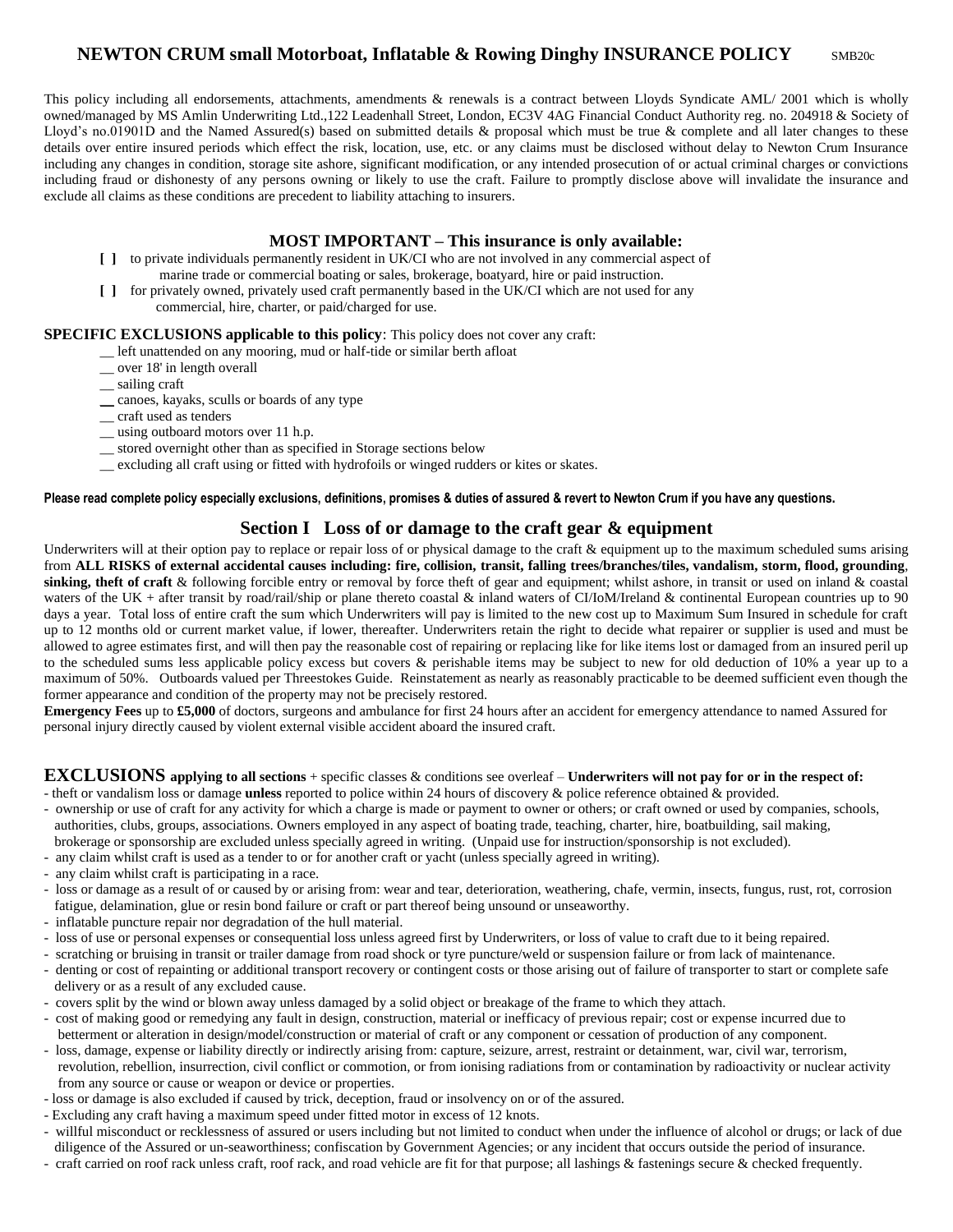# NEWTON CRUM small Motorboat, Inflatable & Rowing Dinghy INSURANCE POLICY SMB20c

This policy including all endorsements, attachments, amendments & renewals is a contract between Lloyds Syndicate AML/ 2001 which is wholly owned/managed by MS Amlin Underwriting Ltd.,122 Leadenhall Street, London, EC3V 4AG Financial Conduct Authority reg. no. 204918 & Society of Lloyd's no.01901D and the Named Assured(s) based on submitted details & proposal which must be true & complete and all later changes to these details over entire insured periods which effect the risk, location, use, etc. or any claims must be disclosed without delay to Newton Crum Insurance including any changes in condition, storage site ashore, significant modification, or any intended prosecution of or actual criminal charges or convictions including fraud or dishonesty of any persons owning or likely to use the craft. Failure to promptly disclose above will invalidate the insurance and exclude all claims as these conditions are precedent to liability attaching to insurers.

## MOST IMPORTANT – This insurance is only available:

- **[ ]** to private individuals permanently resident in UK/CI who are not involved in any commercial aspect of marine trade or commercial boating or sales, brokerage, boatyard, hire or paid instruction.
- **[ ]** for privately owned, privately used craft permanently based in the UK/CI which are not used for any commercial, hire, charter, or paid/charged for use.

**SPECIFIC EXCLUSIONS applicable to this policy**: This policy does not cover any craft:

- __ left unattended on any mooring, mud or half-tide or similar berth afloat
- __ over 18' in length overall
- __ sailing craft
- __ canoes, kayaks, sculls or boards of any type
- __ craft used as tenders
- __ using outboard motors over 11 h.p.
- __ stored overnight other than as specified in Storage sections below
- __ excluding all craft using or fitted with hydrofoils or winged rudders or kites or skates.

**Please read complete policy especially exclusions, definitions, promises & duties of assured & revert to Newton Crum if you have any questions.**

## Section I Loss of or damage to the craft gear & equipment

Underwriters will at their option pay to replace or repair loss of or physical damage to the craft & equipment up to the maximum scheduled sums arising from **ALL RISKS of external accidental causes including: fire, collision, transit, falling trees/branches/tiles, vandalism, storm, flood, grounding**, **sinking, theft of craft** & following forcible entry or removal by force theft of gear and equipment; whilst ashore, in transit or used on inland & coastal waters of the UK + after transit by road/rail/ship or plane thereto coastal & inland waters of CI/IoM/Ireland & continental European countries up to 90 days a year. Total loss of entire craft the sum which Underwriters will pay is limited to the new cost up to Maximum Sum Insured in schedule for craft up to 12 months old or current market value, if lower, thereafter. Underwriters retain the right to decide what repairer or supplier is used and must be allowed to agree estimates first, and will then pay the reasonable cost of repairing or replacing like for like items lost or damaged from an insured peril up to the scheduled sums less applicable policy excess but covers & perishable items may be subject to new for old deduction of 10% a year up to a maximum of 50%. Outboards valued per Threestokes Guide. Reinstatement as nearly as reasonably practicable to be deemed sufficient even though the former appearance and condition of the property may not be precisely restored.

**Emergency Fees** up to **£5,000** of doctors, surgeons and ambulance for first 24 hours after an accident for emergency attendance to named Assured for personal injury directly caused by violent external visible accident aboard the insured craft.

## EXCLUSIONS applying to all sections + specific classes & conditions see overleaf – Underwriters will not pay for or in the respect of:

- theft or vandalism loss or damage **unless** reported to police within 24 hours of discovery & police reference obtained & provided.
- ownership or use of craft for any activity for which a charge is made or payment to owner or others; or craft owned or used by companies, schools, authorities, clubs, groups, associations. Owners employed in any aspect of boating trade, teaching, charter, hire, boatbuilding, sail making, brokerage or sponsorship are excluded unless specially agreed in writing. (Unpaid use for instruction/sponsorship is not excluded).
- any claim whilst craft is used as a tender to or for another craft or yacht (unless specially agreed in writing).
- any claim whilst craft is participating in a race.
- loss or damage as a result of or caused by or arising from: wear and tear, deterioration, weathering, chafe, vermin, insects, fungus, rust, rot, corrosion fatigue, delamination, glue or resin bond failure or craft or part thereof being unsound or unseaworthy.
- inflatable puncture repair nor degradation of the hull material.
- loss of use or personal expenses or consequential loss unless agreed first by Underwriters, or loss of value to craft due to it being repaired.
- scratching or bruising in transit or trailer damage from road shock or tyre puncture/weld or suspension failure or from lack of maintenance.
- denting or cost of repainting or additional transport recovery or contingent costs or those arising out of failure of transporter to start or complete safe delivery or as a result of any excluded cause.
- covers split by the wind or blown away unless damaged by a solid object or breakage of the frame to which they attach.
- cost of making good or remedying any fault in design, construction, material or inefficacy of previous repair; cost or expense incurred due to betterment or alteration in design/model/construction or material of craft or any component or cessation of production of any component.
- loss, damage, expense or liability directly or indirectly arising from: capture, seizure, arrest, restraint or detainment, war, civil war, terrorism, revolution, rebellion, insurrection, civil conflict or commotion, or from ionising radiations from or contamination by radioactivity or nuclear activity from any source or cause or weapon or device or properties.
- loss or damage is also excluded if caused by trick, deception, fraud or insolvency on or of the assured.
- Excluding any craft having a maximum speed under fitted motor in excess of 12 knots.
- willful misconduct or recklessness of assured or users including but not limited to conduct when under the influence of alcohol or drugs; or lack of due diligence of the Assured or un-seaworthiness; confiscation by Government Agencies; or any incident that occurs outside the period of insurance.
- craft carried on roof rack unless craft, roof rack, and road vehicle are fit for that purpose; all lashings & fastenings secure & checked frequently.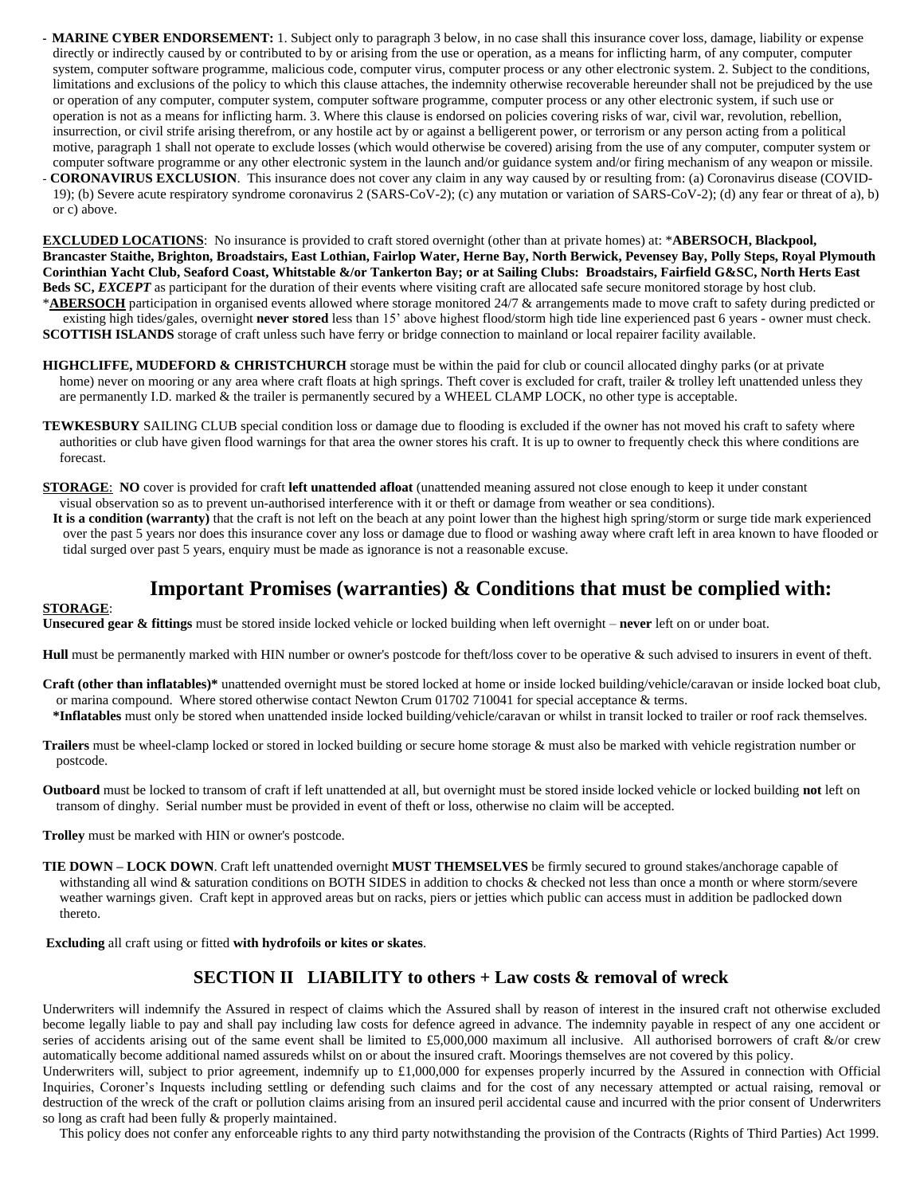- **MARINE CYBER ENDORSEMENT:** 1. Subject only to paragraph 3 below, in no case shall this insurance cover loss, damage, liability or expense directly or indirectly caused by or contributed to by or arising from the use or operation, as a means for inflicting harm, of any computer, computer system, computer software programme, malicious code, computer virus, computer process or any other electronic system. 2. Subject to the conditions, limitations and exclusions of the policy to which this clause attaches, the indemnity otherwise recoverable hereunder shall not be prejudiced by the use or operation of any computer, computer system, computer software programme, computer process or any other electronic system, if such use or operation is not as a means for inflicting harm. 3. Where this clause is endorsed on policies covering risks of war, civil war, revolution, rebellion, insurrection, or civil strife arising therefrom, or any hostile act by or against a belligerent power, or terrorism or any person acting from a political motive, paragraph 1 shall not operate to exclude losses (which would otherwise be covered) arising from the use of any computer, computer system or computer software programme or any other electronic system in the launch and/or guidance system and/or firing mechanism of any weapon or missile.
- **CORONAVIRUS EXCLUSION**. This insurance does not cover any claim in any way caused by or resulting from: (a) Coronavirus disease (COVID-19); (b) Severe acute respiratory syndrome coronavirus 2 (SARS-CoV-2); (c) any mutation or variation of SARS-CoV-2); (d) any fear or threat of a), b) or c) above.

**EXCLUDED LOCATIONS**: No insurance is provided to craft stored overnight (other than at private homes) at: \***ABERSOCH, Blackpool, Brancaster Staithe, Brighton, Broadstairs, East Lothian, Fairlop Water, Herne Bay, North Berwick, Pevensey Bay, Polly Steps, Royal Plymouth Corinthian Yacht Club, Seaford Coast, Whitstable &/or Tankerton Bay; or at Sailing Clubs: Broadstairs, Fairfield G&SC, North Herts East Beds SC,** ***EXCEPT*** as participant for the duration of their events where visiting craft are allocated safe secure monitored storage by host club.
\***ABERSOCH** participation in organised events allowed where storage monitored 24/7 & arrangements made to move craft to safety during predicted or existing high tides/gales, overnight **never stored** less than 15' above highest flood/storm high tide line experienced past 6 years - owner must check.
**SCOTTISH ISLANDS** storage of craft unless such have ferry or bridge connection to mainland or local repairer facility available.

**HIGHCLIFFE, MUDEFORD & CHRISTCHURCH** storage must be within the paid for club or council allocated dinghy parks (or at private homes) never on mooring or any area where craft floats at high springs. Theft cover is excluded for craft, trailer & trolley left unattended unless they are permanently I.D. marked & the trailer is permanently secured by a WHEEL CLAMP LOCK, no other type is acceptable.

**TEWKESBURY** SAILING CLUB special condition loss or damage due to flooding is excluded if the owner has not moved his craft to safety where authorities or club have given flood warnings for that area the owner stores his craft. It is up to owner to frequently check this where conditions are forecast.

**STORAGE**: **NO** cover is provided for craft **left unattended afloat** (unattended meaning assured not close enough to keep it under constant visual observation so as to prevent un-authorised interference with it or theft or damage from weather or sea conditions).
**It is a condition (warranty)** that the craft is not left on the beach at any point lower than the highest high spring/storm or surge tide mark experienced over the past 5 years nor does this insurance cover any loss or damage due to flood or washing away where craft left in area known to have flooded or tidal surged over past 5 years, enquiry must be made as ignorance is not a reasonable excuse.

## Important Promises (warranties) & Conditions that must be complied with:

**STORAGE**:
**Unsecured gear & fittings** must be stored inside locked vehicle or locked building when left overnight – **never** left on or under boat.

**Hull** must be permanently marked with HIN number or owner's postcode for theft/loss cover to be operative & such advised to insurers in event of theft.

**Craft (other than inflatables)\*** unattended overnight must be stored locked at home or inside locked building/vehicle/caravan or inside locked boat club, or marina compound. Where stored otherwise contact Newton Crum 01702 710041 for special acceptance & terms.
**\*Inflatables** must only be stored when unattended inside locked building/vehicle/caravan or whilst in transit locked to trailer or roof rack themselves.

**Trailers** must be wheel-clamp locked or stored in locked building or secure home storage & must also be marked with vehicle registration number or postcode.

**Outboard** must be locked to transom of craft if left unattended at all, but overnight must be stored inside locked vehicle or locked building **not** left on transom of dinghy. Serial number must be provided in event of theft or loss, otherwise no claim will be accepted.

**Trolley** must be marked with HIN or owner's postcode.

**TIE DOWN – LOCK DOWN**. Craft left unattended overnight **MUST THEMSELVES** be firmly secured to ground stakes/anchorage capable of withstanding all wind & saturation conditions on BOTH SIDES in addition to chocks & checked not less than once a month or where storm/severe weather warnings given. Craft kept in approved areas but on racks, piers or jetties which public can access must in addition be padlocked down thereto.

**Excluding** all craft using or fitted **with hydrofoils or kites or skates**.

## SECTION II LIABILITY to others + Law costs & removal of wreck

Underwriters will indemnify the Assured in respect of claims which the Assured shall by reason of interest in the insured craft not otherwise excluded become legally liable to pay and shall pay including law costs for defence agreed in advance. The indemnity payable in respect of any one accident or series of accidents arising out of the same event shall be limited to £5,000,000 maximum all inclusive. All authorised borrowers of craft &/or crew automatically become additional named assureds whilst on or about the insured craft. Moorings themselves are not covered by this policy.
Underwriters will, subject to prior agreement, indemnify up to £1,000,000 for expenses properly incurred by the Assured in connection with Official Inquiries, Coroner's Inquests including settling or defending such claims and for the cost of any necessary attempted or actual raising, removal or destruction of the wreck of the craft or pollution claims arising from an insured peril accidental cause and incurred with the prior consent of Underwriters so long as craft had been fully & properly maintained.
This policy does not confer any enforceable rights to any third party notwithstanding the provision of the Contracts (Rights of Third Parties) Act 1999.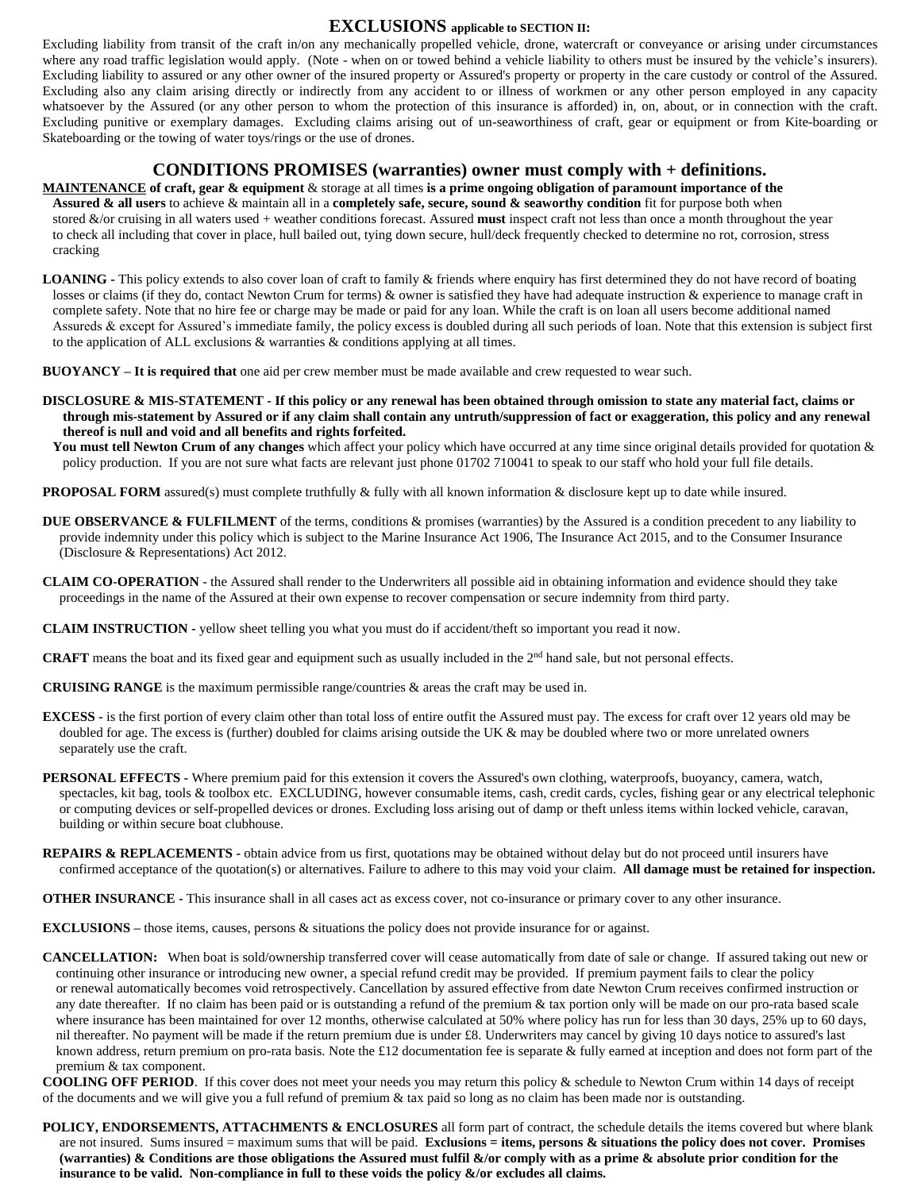## EXCLUSIONS applicable to SECTION II:

Excluding liability from transit of the craft in/on any mechanically propelled vehicle, drone, watercraft or conveyance or arising under circumstances where any road traffic legislation would apply. (Note - when on or towed behind a vehicle liability to others must be insured by the vehicle's insurers). Excluding liability to assured or any other owner of the insured property or Assured's property or property in the care custody or control of the Assured. Excluding also any claim arising directly or indirectly from any accident to or illness of workmen or any other person employed in any capacity whatsoever by the Assured (or any other person to whom the protection of this insurance is afforded) in, on, about, or in connection with the craft. Excluding punitive or exemplary damages. Excluding claims arising out of un-seaworthiness of craft, gear or equipment or from Kite-boarding or Skateboarding or the towing of water toys/rings or the use of drones.

## CONDITIONS PROMISES (warranties) owner must comply with + definitions.

**MAINTENANCE of craft, gear & equipment** & storage at all times **is a prime ongoing obligation of paramount importance of the Assured & all users** to achieve & maintain all in a **completely safe, secure, sound & seaworthy condition** fit for purpose both when stored &/or cruising in all waters used + weather conditions forecast. Assured **must** inspect craft not less than once a month throughout the year to check all including that cover in place, hull bailed out, tying down secure, hull/deck frequently checked to determine no rot, corrosion, stress cracking

**LOANING -** This policy extends to also cover loan of craft to family & friends where enquiry has first determined they do not have record of boating losses or claims (if they do, contact Newton Crum for terms) & owner is satisfied they have had adequate instruction & experience to manage craft in complete safety. Note that no hire fee or charge may be made or paid for any loan. While the craft is on loan all users become additional named Assureds & except for Assured's immediate family, the policy excess is doubled during all such periods of loan. Note that this extension is subject first to the application of ALL exclusions & warranties & conditions applying at all times.

**BUOYANCY – It is required that** one aid per crew member must be made available and crew requested to wear such.

**DISCLOSURE & MIS-STATEMENT - If this policy or any renewal has been obtained through omission to state any material fact, claims or through mis-statement by Assured or if any claim shall contain any untruth/suppression of fact or exaggeration, this policy and any renewal thereof is null and void and all benefits and rights forfeited.**
**You must tell Newton Crum of any changes** which affect your policy which have occurred at any time since original details provided for quotation & policy production. If you are not sure what facts are relevant just phone 01702 710041 to speak to our staff who hold your full file details.

**PROPOSAL FORM** assured(s) must complete truthfully & fully with all known information & disclosure kept up to date while insured.

**DUE OBSERVANCE & FULFILMENT** of the terms, conditions & promises (warranties) by the Assured is a condition precedent to any liability to provide indemnity under this policy which is subject to the Marine Insurance Act 1906, The Insurance Act 2015, and to the Consumer Insurance (Disclosure & Representations) Act 2012.

**CLAIM CO-OPERATION** - the Assured shall render to the Underwriters all possible aid in obtaining information and evidence should they take proceedings in the name of the Assured at their own expense to recover compensation or secure indemnity from third party.

**CLAIM INSTRUCTION -** yellow sheet telling you what you must do if accident/theft so important you read it now.

**CRAFT** means the boat and its fixed gear and equipment such as usually included in the 2nd hand sale, but not personal effects.

**CRUISING RANGE** is the maximum permissible range/countries & areas the craft may be used in.

**EXCESS -** is the first portion of every claim other than total loss of entire outfit the Assured must pay. The excess for craft over 12 years old may be doubled for age. The excess is (further) doubled for claims arising outside the UK & may be doubled where two or more unrelated owners separately use the craft.

**PERSONAL EFFECTS** - Where premium paid for this extension it covers the Assured's own clothing, waterproofs, buoyancy, camera, watch, spectacles, kit bag, tools & toolbox etc. EXCLUDING, however consumable items, cash, credit cards, cycles, fishing gear or any electrical telephonic or computing devices or self-propelled devices or drones. Excluding loss arising out of damp or theft unless items within locked vehicle, caravan, building or within secure boat clubhouse.

**REPAIRS & REPLACEMENTS -** obtain advice from us first, quotations may be obtained without delay but do not proceed until insurers have confirmed acceptance of the quotation(s) or alternatives. Failure to adhere to this may void your claim. **All damage must be retained for inspection.**

**OTHER INSURANCE -** This insurance shall in all cases act as excess cover, not co-insurance or primary cover to any other insurance.

**EXCLUSIONS –** those items, causes, persons & situations the policy does not provide insurance for or against.

**CANCELLATION:** When boat is sold/ownership transferred cover will cease automatically from date of sale or change. If assured taking out new or continuing other insurance or introducing new owner, a special refund credit may be provided. If premium payment fails to clear the policy or renewal automatically becomes void retrospectively. Cancellation by assured effective from date Newton Crum receives confirmed instruction or any date thereafter. If no claim has been paid or is outstanding a refund of the premium & tax portion only will be made on our pro-rata based scale where insurance has been maintained for over 12 months, otherwise calculated at 50% where policy has run for less than 30 days, 25% up to 60 days, nil thereafter. No payment will be made if the return premium due is under £8. Underwriters may cancel by giving 10 days notice to assured's last known address, return premium on pro-rata basis. Note the £12 documentation fee is separate & fully earned at inception and does not form part of the premium & tax component.

**COOLING OFF PERIOD**. If this cover does not meet your needs you may return this policy & schedule to Newton Crum within 14 days of receipt of the documents and we will give you a full refund of premium & tax paid so long as no claim has been made nor is outstanding.

**POLICY, ENDORSEMENTS, ATTACHMENTS & ENCLOSURES** all form part of contract, the schedule details the items covered but where blank are not insured. Sums insured = maximum sums that will be paid. **Exclusions = items, persons & situations the policy does not cover. Promises (warranties) & Conditions are those obligations the Assured must fulfil &/or comply with as a prime & absolute prior condition for the insurance to be valid. Non-compliance in full to these voids the policy &/or excludes all claims.**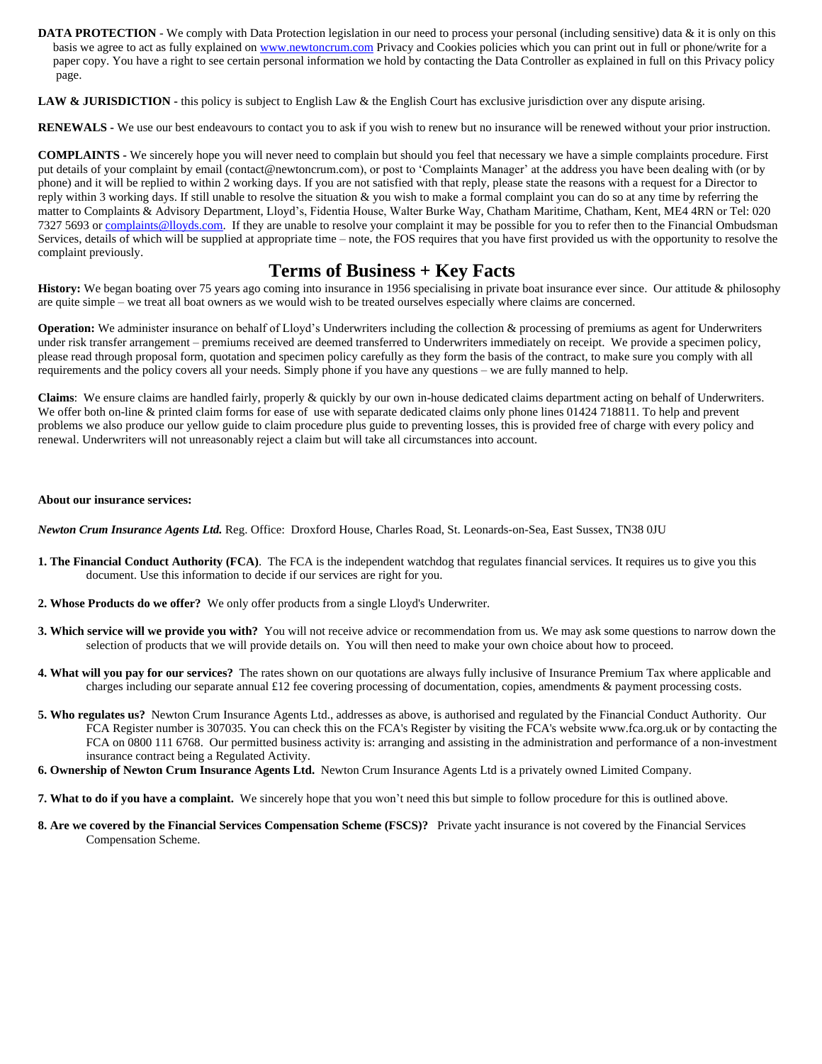**DATA PROTECTION** - We comply with Data Protection legislation in our need to process your personal (including sensitive) data & it is only on this basis we agree to act as fully explained on www.newtoncrum.com Privacy and Cookies policies which you can print out in full or phone/write for a paper copy. You have a right to see certain personal information we hold by contacting the Data Controller as explained in full on this Privacy policy page.

**LAW & JURISDICTION -** this policy is subject to English Law & the English Court has exclusive jurisdiction over any dispute arising.

**RENEWALS -** We use our best endeavours to contact you to ask if you wish to renew but no insurance will be renewed without your prior instruction.

**COMPLAINTS -** We sincerely hope you will never need to complain but should you feel that necessary we have a simple complaints procedure. First put details of your complaint by email (contact@newtoncrum.com), or post to 'Complaints Manager' at the address you have been dealing with (or by phone) and it will be replied to within 2 working days. If you are not satisfied with that reply, please state the reasons with a request for a Director to reply within 3 working days. If still unable to resolve the situation & you wish to make a formal complaint you can do so at any time by referring the matter to Complaints & Advisory Department, Lloyd's, Fidentia House, Walter Burke Way, Chatham Maritime, Chatham, Kent, ME4 4RN or Tel: 020 7327 5693 or complaints@lloyds.com. If they are unable to resolve your complaint it may be possible for you to refer then to the Financial Ombudsman Services, details of which will be supplied at appropriate time – note, the FOS requires that you have first provided us with the opportunity to resolve the complaint previously.

# Terms of Business + Key Facts

**History:** We began boating over 75 years ago coming into insurance in 1956 specialising in private boat insurance ever since. Our attitude & philosophy are quite simple – we treat all boat owners as we would wish to be treated ourselves especially where claims are concerned.

**Operation:** We administer insurance on behalf of Lloyd's Underwriters including the collection & processing of premiums as agent for Underwriters under risk transfer arrangement – premiums received are deemed transferred to Underwriters immediately on receipt. We provide a specimen policy, please read through proposal form, quotation and specimen policy carefully as they form the basis of the contract, to make sure you comply with all requirements and the policy covers all your needs. Simply phone if you have any questions – we are fully manned to help.

**Claims**: We ensure claims are handled fairly, properly & quickly by our own in-house dedicated claims department acting on behalf of Underwriters. We offer both on-line & printed claim forms for ease of use with separate dedicated claims only phone lines 01424 718811. To help and prevent problems we also produce our yellow guide to claim procedure plus guide to preventing losses, this is provided free of charge with every policy and renewal. Underwriters will not unreasonably reject a claim but will take all circumstances into account.

**About our insurance services:**

***Newton Crum Insurance Agents Ltd.*** Reg. Office: Droxford House, Charles Road, St. Leonards-on-Sea, East Sussex, TN38 0JU

**1. The Financial Conduct Authority (FCA)**. The FCA is the independent watchdog that regulates financial services. It requires us to give you this document. Use this information to decide if our services are right for you.

**2. Whose Products do we offer?** We only offer products from a single Lloyd's Underwriter.

**3. Which service will we provide you with?** You will not receive advice or recommendation from us. We may ask some questions to narrow down the selection of products that we will provide details on. You will then need to make your own choice about how to proceed.

**4. What will you pay for our services?** The rates shown on our quotations are always fully inclusive of Insurance Premium Tax where applicable and charges including our separate annual £12 fee covering processing of documentation, copies, amendments & payment processing costs.

**5. Who regulates us?** Newton Crum Insurance Agents Ltd., addresses as above, is authorised and regulated by the Financial Conduct Authority. Our FCA Register number is 307035. You can check this on the FCA's Register by visiting the FCA's website www.fca.org.uk or by contacting the FCA on 0800 111 6768. Our permitted business activity is: arranging and assisting in the administration and performance of a non-investment insurance contract being a Regulated Activity.

**6. Ownership of Newton Crum Insurance Agents Ltd.** Newton Crum Insurance Agents Ltd is a privately owned Limited Company.

**7. What to do if you have a complaint.** We sincerely hope that you won't need this but simple to follow procedure for this is outlined above.

**8. Are we covered by the Financial Services Compensation Scheme (FSCS)?** Private yacht insurance is not covered by the Financial Services Compensation Scheme.